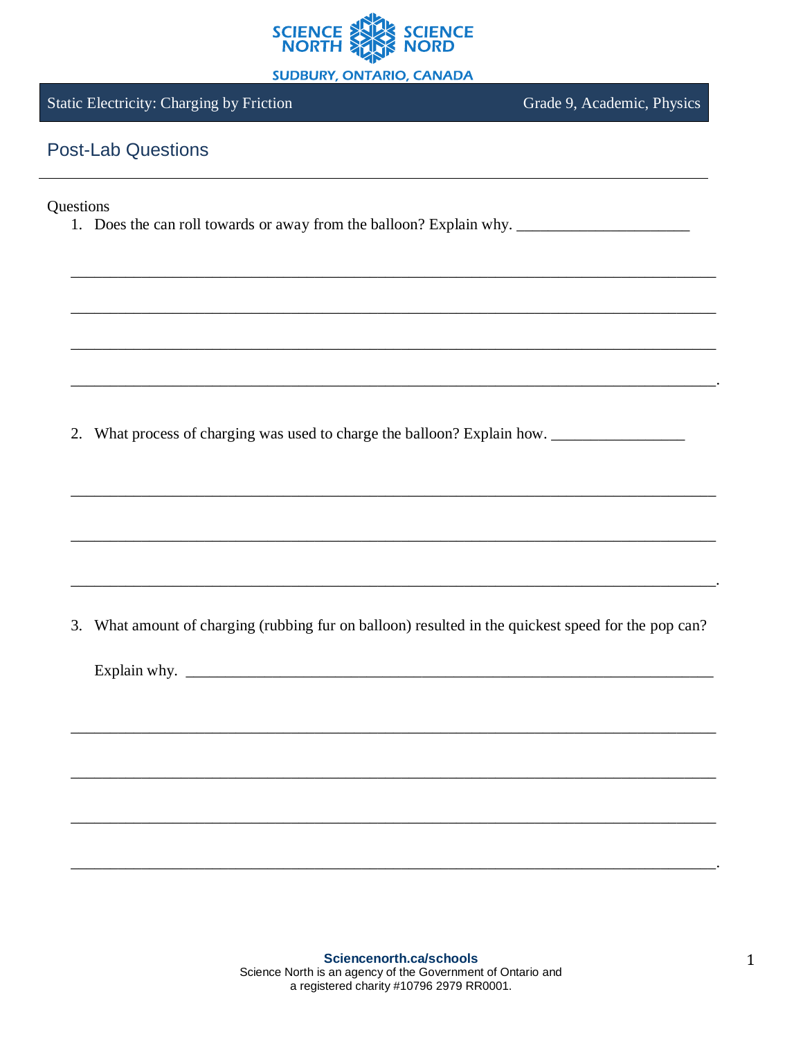Static Electricity: Charging by Friction | Grade 9, Academic, Physics

## Post-Lab Questions

Questions

1. Does the can roll towards or away from the balloon? Explain why. ______________________

_____________________________________________________________________________

_____________________________________________________________________________

_____________________________________________________________________________

_____________________________________________________________________________.

2. What process of charging was used to charge the balloon? Explain how. _________________

_____________________________________________________________________________

_____________________________________________________________________________

_____________________________________________________________________________.

3. What amount of charging (rubbing fur on balloon) resulted in the quickest speed for the pop can?

   Explain why. _____________________________________________________________________

_____________________________________________________________________________

_____________________________________________________________________________

_____________________________________________________________________________

_____________________________________________________________________________.

**Sciencenorth.ca/schools**
Science North is an agency of the Government of Ontario and a registered charity #10796 2979 RR0001.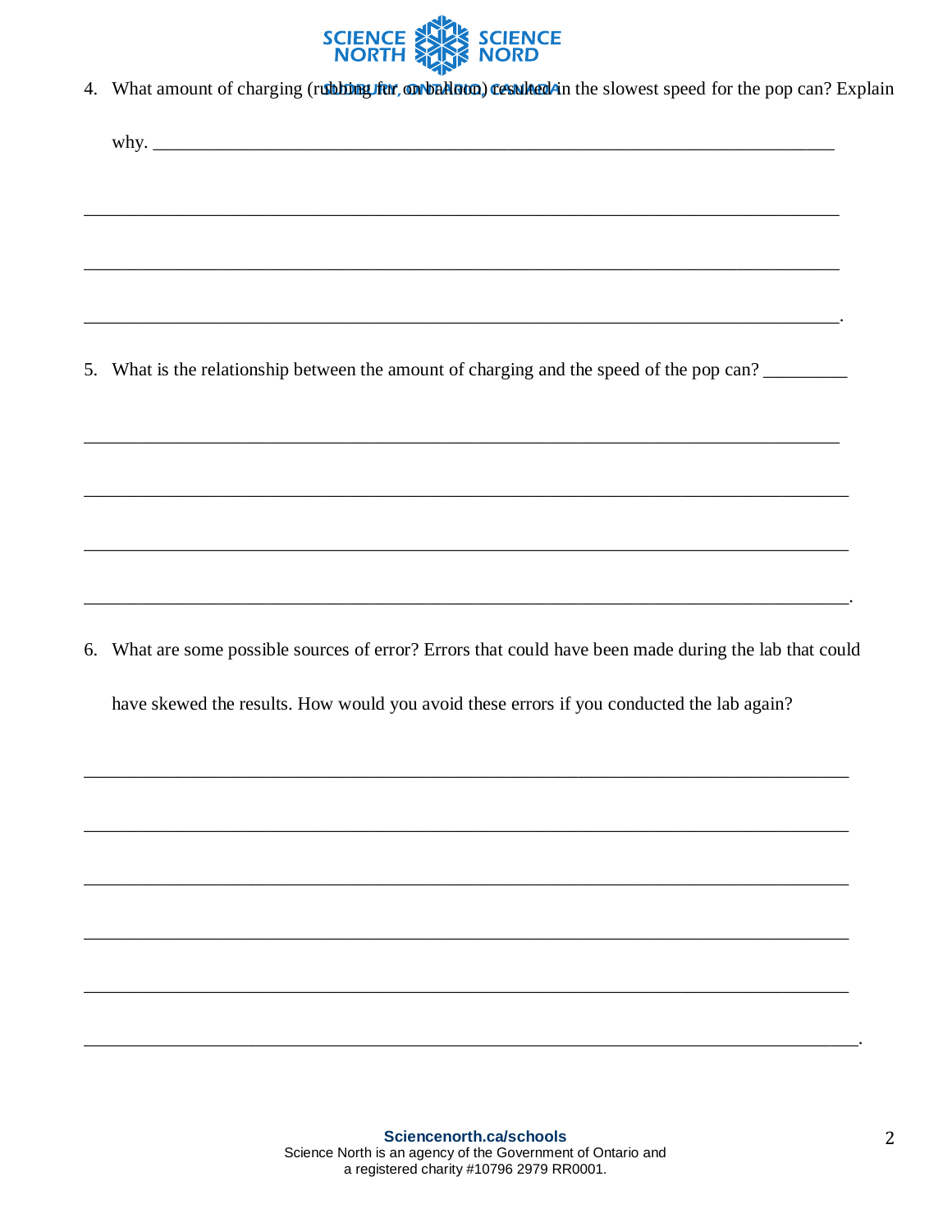4. What amount of charging (rubbing fur on balloon) resulted in the slowest speed for the pop can? Explain why. ______________________________________________________________________________

______________________________________________________________________________

______________________________________________________________________________

______________________________________________________________________________.

5. What is the relationship between the amount of charging and the speed of the pop can? _________

______________________________________________________________________________

______________________________________________________________________________

______________________________________________________________________________

______________________________________________________________________________.

6. What are some possible sources of error? Errors that could have been made during the lab that could have skewed the results. How would you avoid these errors if you conducted the lab again?

______________________________________________________________________________

______________________________________________________________________________

______________________________________________________________________________

______________________________________________________________________________

______________________________________________________________________________

______________________________________________________________________________.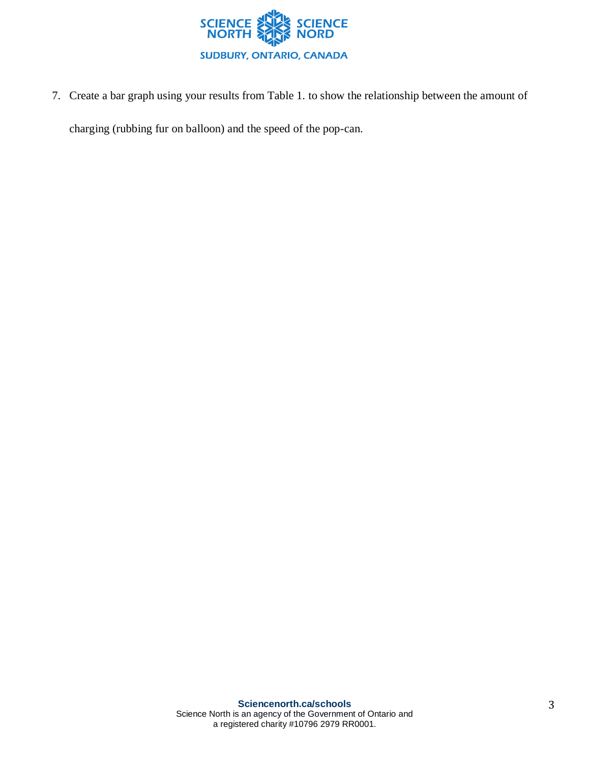7. Create a bar graph using your results from Table 1. to show the relationship between the amount of charging (rubbing fur on balloon) and the speed of the pop-can.